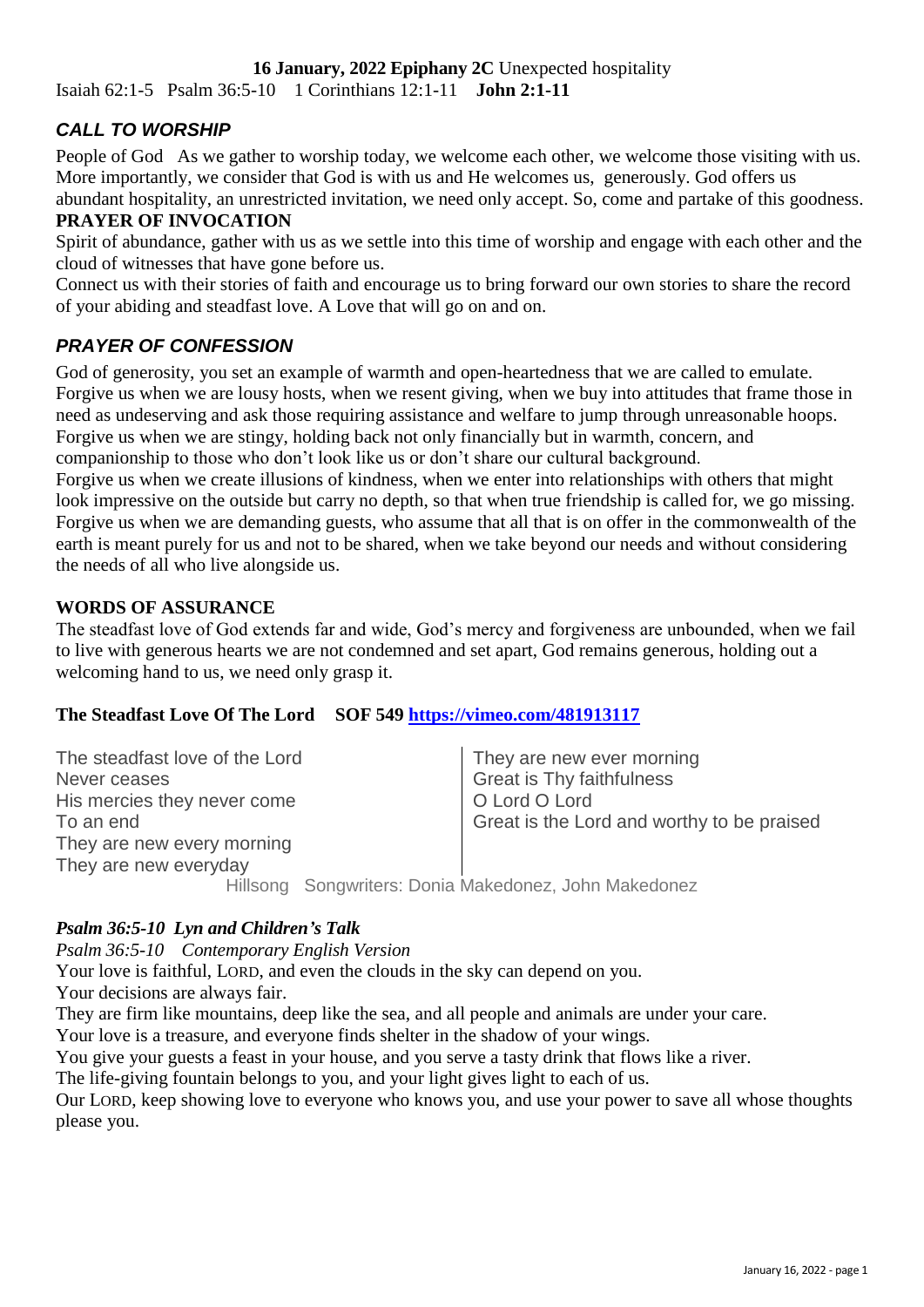**16 January, 2022 Epiphany 2C** Unexpected hospitality

Isaiah 62:1-5 Psalm 36:5-10 1 Corinthians 12:1-11 **John 2:1-11**

## *CALL TO WORSHIP*

People of God As we gather to worship today, we welcome each other, we welcome those visiting with us. More importantly, we consider that God is with us and He welcomes us, generously. God offers us abundant hospitality, an unrestricted invitation, we need only accept. So, come and partake of this goodness.

**PRAYER OF INVOCATION**

Spirit of abundance, gather with us as we settle into this time of worship and engage with each other and the cloud of witnesses that have gone before us.

Connect us with their stories of faith and encourage us to bring forward our own stories to share the record of your abiding and steadfast love. A Love that will go on and on.

## *PRAYER OF CONFESSION*

God of generosity, you set an example of warmth and open-heartedness that we are called to emulate. Forgive us when we are lousy hosts, when we resent giving, when we buy into attitudes that frame those in need as undeserving and ask those requiring assistance and welfare to jump through unreasonable hoops. Forgive us when we are stingy, holding back not only financially but in warmth, concern, and companionship to those who don't look like us or don't share our cultural background.

Forgive us when we create illusions of kindness, when we enter into relationships with others that might look impressive on the outside but carry no depth, so that when true friendship is called for, we go missing. Forgive us when we are demanding guests, who assume that all that is on offer in the commonwealth of the earth is meant purely for us and not to be shared, when we take beyond our needs and without considering the needs of all who live alongside us.

**WORDS OF ASSURANCE**

The steadfast love of God extends far and wide, God's mercy and forgiveness are unbounded, when we fail to live with generous hearts we are not condemned and set apart, God remains generous, holding out a welcoming hand to us, we need only grasp it.

**The Steadfast Love Of The Lord SOF 549 https://vimeo.com/481913117**

The steadfast love of the Lord
Never ceases
His mercies they never come
To an end
They are new every morning
They are new everyday

They are new ever morning
Great is Thy faithfulness
O Lord O Lord
Great is the Lord and worthy to be praised

Hillsong Songwriters: Donia Makedonez, John Makedonez

***Psalm 36:5-10 Lyn and Children's Talk***

*Psalm 36:5-10 Contemporary English Version*

Your love is faithful, LORD, and even the clouds in the sky can depend on you.
Your decisions are always fair.
They are firm like mountains, deep like the sea, and all people and animals are under your care.
Your love is a treasure, and everyone finds shelter in the shadow of your wings.
You give your guests a feast in your house, and you serve a tasty drink that flows like a river.
The life-giving fountain belongs to you, and your light gives light to each of us.
Our LORD, keep showing love to everyone who knows you, and use your power to save all whose thoughts please you.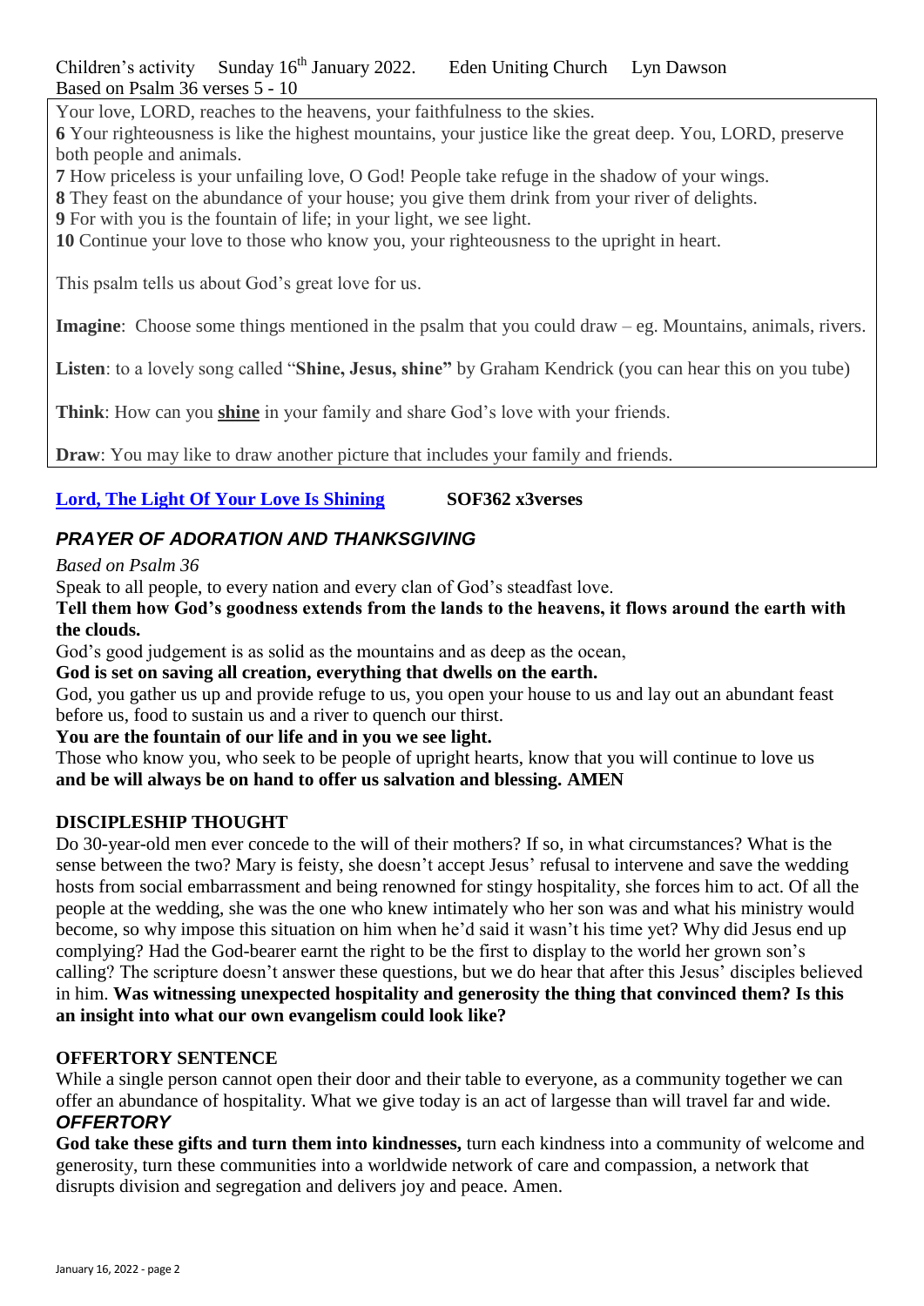Children's activity Sunday 16th January 2022. Eden Uniting Church Lyn Dawson

Based on Psalm 36 verses 5 - 10

Your love, LORD, reaches to the heavens, your faithfulness to the skies.

**6** Your righteousness is like the highest mountains, your justice like the great deep. You, LORD, preserve both people and animals.

**7** How priceless is your unfailing love, O God! People take refuge in the shadow of your wings.

**8** They feast on the abundance of your house; you give them drink from your river of delights.

**9** For with you is the fountain of life; in your light, we see light.

**10** Continue your love to those who know you, your righteousness to the upright in heart.

This psalm tells us about God's great love for us.

**Imagine**: Choose some things mentioned in the psalm that you could draw – eg. Mountains, animals, rivers.

**Listen**: to a lovely song called "**Shine, Jesus, shine**" by Graham Kendrick (you can hear this on you tube)

**Think**: How can you **shine** in your family and share God's love with your friends.

**Draw**: You may like to draw another picture that includes your family and friends.

**Lord, The Light Of Your Love Is Shining** **SOF362 x3verses**

## *PRAYER OF ADORATION AND THANKSGIVING*

*Based on Psalm 36*

Speak to all people, to every nation and every clan of God's steadfast love.

**Tell them how God's goodness extends from the lands to the heavens, it flows around the earth with the clouds.**

God's good judgement is as solid as the mountains and as deep as the ocean,

**God is set on saving all creation, everything that dwells on the earth.**

God, you gather us up and provide refuge to us, you open your house to us and lay out an abundant feast before us, food to sustain us and a river to quench our thirst.

**You are the fountain of our life and in you we see light.**

Those who know you, who seek to be people of upright hearts, know that you will continue to love us **and be will always be on hand to offer us salvation and blessing. AMEN**

## DISCIPLESHIP THOUGHT

Do 30-year-old men ever concede to the will of their mothers? If so, in what circumstances? What is the sense between the two? Mary is feisty, she doesn't accept Jesus' refusal to intervene and save the wedding hosts from social embarrassment and being renowned for stingy hospitality, she forces him to act. Of all the people at the wedding, she was the one who knew intimately who her son was and what his ministry would become, so why impose this situation on him when he'd said it wasn't his time yet? Why did Jesus end up complying? Had the God-bearer earnt the right to be the first to display to the world her grown son's calling? The scripture doesn't answer these questions, but we do hear that after this Jesus' disciples believed in him. **Was witnessing unexpected hospitality and generosity the thing that convinced them? Is this an insight into what our own evangelism could look like?**

## OFFERTORY SENTENCE

While a single person cannot open their door and their table to everyone, as a community together we can offer an abundance of hospitality. What we give today is an act of largesse than will travel far and wide.

## *OFFERTORY*

**God take these gifts and turn them into kindnesses,** turn each kindness into a community of welcome and generosity, turn these communities into a worldwide network of care and compassion, a network that disrupts division and segregation and delivers joy and peace. Amen.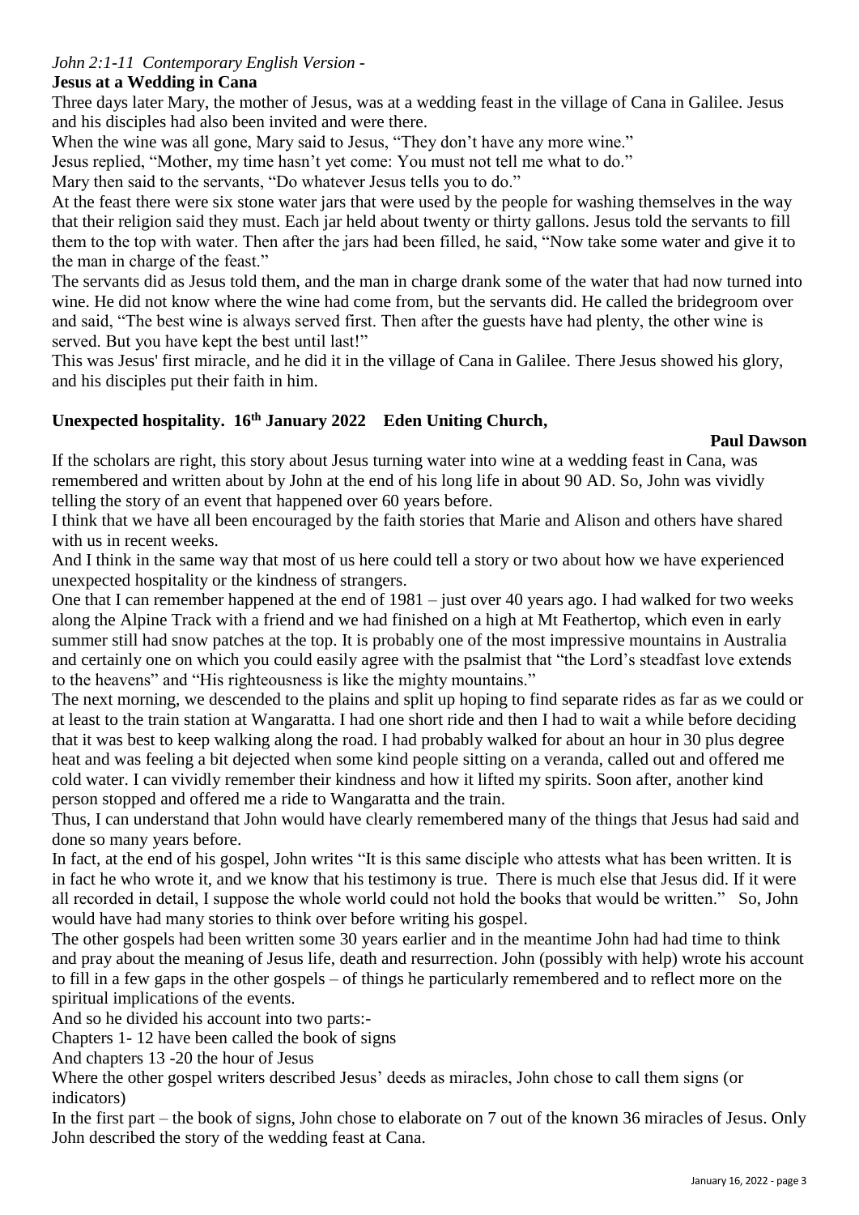*John 2:1-11 Contemporary English Version -*

**Jesus at a Wedding in Cana**

Three days later Mary, the mother of Jesus, was at a wedding feast in the village of Cana in Galilee. Jesus and his disciples had also been invited and were there.

When the wine was all gone, Mary said to Jesus, "They don't have any more wine."

Jesus replied, "Mother, my time hasn't yet come: You must not tell me what to do."

Mary then said to the servants, "Do whatever Jesus tells you to do."

At the feast there were six stone water jars that were used by the people for washing themselves in the way that their religion said they must. Each jar held about twenty or thirty gallons. Jesus told the servants to fill them to the top with water. Then after the jars had been filled, he said, "Now take some water and give it to the man in charge of the feast."

The servants did as Jesus told them, and the man in charge drank some of the water that had now turned into wine. He did not know where the wine had come from, but the servants did. He called the bridegroom over and said, "The best wine is always served first. Then after the guests have had plenty, the other wine is served. But you have kept the best until last!"

This was Jesus' first miracle, and he did it in the village of Cana in Galilee. There Jesus showed his glory, and his disciples put their faith in him.

**Unexpected hospitality. 16th January 2022 Eden Uniting Church,**

**Paul Dawson**

If the scholars are right, this story about Jesus turning water into wine at a wedding feast in Cana, was remembered and written about by John at the end of his long life in about 90 AD. So, John was vividly telling the story of an event that happened over 60 years before.

I think that we have all been encouraged by the faith stories that Marie and Alison and others have shared with us in recent weeks.

And I think in the same way that most of us here could tell a story or two about how we have experienced unexpected hospitality or the kindness of strangers.

One that I can remember happened at the end of 1981 – just over 40 years ago. I had walked for two weeks along the Alpine Track with a friend and we had finished on a high at Mt Feathertop, which even in early summer still had snow patches at the top. It is probably one of the most impressive mountains in Australia and certainly one on which you could easily agree with the psalmist that "the Lord's steadfast love extends to the heavens" and "His righteousness is like the mighty mountains."

The next morning, we descended to the plains and split up hoping to find separate rides as far as we could or at least to the train station at Wangaratta. I had one short ride and then I had to wait a while before deciding that it was best to keep walking along the road. I had probably walked for about an hour in 30 plus degree heat and was feeling a bit dejected when some kind people sitting on a veranda, called out and offered me cold water. I can vividly remember their kindness and how it lifted my spirits. Soon after, another kind person stopped and offered me a ride to Wangaratta and the train.

Thus, I can understand that John would have clearly remembered many of the things that Jesus had said and done so many years before.

In fact, at the end of his gospel, John writes "It is this same disciple who attests what has been written. It is in fact he who wrote it, and we know that his testimony is true. There is much else that Jesus did. If it were all recorded in detail, I suppose the whole world could not hold the books that would be written." So, John would have had many stories to think over before writing his gospel.

The other gospels had been written some 30 years earlier and in the meantime John had had time to think and pray about the meaning of Jesus life, death and resurrection. John (possibly with help) wrote his account to fill in a few gaps in the other gospels – of things he particularly remembered and to reflect more on the spiritual implications of the events.

And so he divided his account into two parts:-

Chapters 1- 12 have been called the book of signs

And chapters 13 -20 the hour of Jesus

Where the other gospel writers described Jesus' deeds as miracles, John chose to call them signs (or indicators)

In the first part – the book of signs, John chose to elaborate on 7 out of the known 36 miracles of Jesus. Only John described the story of the wedding feast at Cana.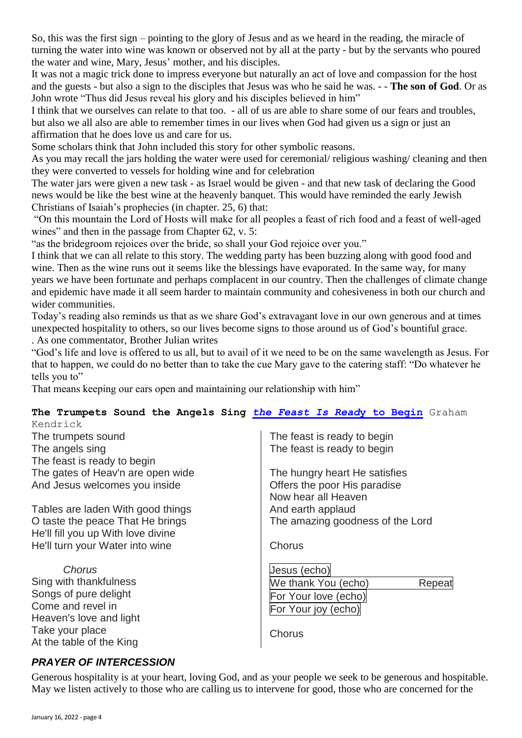So, this was the first sign – pointing to the glory of Jesus and as we heard in the reading, the miracle of turning the water into wine was known or observed not by all at the party - but by the servants who poured the water and wine, Mary, Jesus' mother, and his disciples.

It was not a magic trick done to impress everyone but naturally an act of love and compassion for the host and the guests - but also a sign to the disciples that Jesus was who he said he was. - - **The son of God**. Or as John wrote "Thus did Jesus reveal his glory and his disciples believed in him"

I think that we ourselves can relate to that too. - all of us are able to share some of our fears and troubles, but also we all also are able to remember times in our lives when God had given us a sign or just an affirmation that he does love us and care for us.

Some scholars think that John included this story for other symbolic reasons.

As you may recall the jars holding the water were used for ceremonial/ religious washing/ cleaning and then they were converted to vessels for holding wine and for celebration

The water jars were given a new task - as Israel would be given - and that new task of declaring the Good news would be like the best wine at the heavenly banquet. This would have reminded the early Jewish Christians of Isaiah's prophecies (in chapter. 25, 6) that:

"On this mountain the Lord of Hosts will make for all peoples a feast of rich food and a feast of well-aged wines" and then in the passage from Chapter 62, v. 5:

"as the bridegroom rejoices over the bride, so shall your God rejoice over you."

I think that we can all relate to this story. The wedding party has been buzzing along with good food and wine. Then as the wine runs out it seems like the blessings have evaporated. In the same way, for many years we have been fortunate and perhaps complacent in our country. Then the challenges of climate change and epidemic have made it all seem harder to maintain community and cohesiveness in both our church and wider communities.

Today's reading also reminds us that as we share God's extravagant love in our own generous and at times unexpected hospitality to others, so our lives become signs to those around us of God's bountiful grace.

. As one commentator, Brother Julian writes

"God's life and love is offered to us all, but to avail of it we need to be on the same wavelength as Jesus. For that to happen, we could do no better than to take the cue Mary gave to the catering staff: "Do whatever he tells you to"

That means keeping our ears open and maintaining our relationship with him"

**The Trumpets Sound the Angels Sing *the Feast Is Ready* to Begin** Graham Kendrick

The trumpets sound
The angels sing
The feast is ready to begin
The gates of Heav'n are open wide
And Jesus welcomes you inside

Tables are laden With good things
O taste the peace That He brings
He'll fill you up With love divine
He'll turn your Water into wine

*Chorus*
Sing with thankfulness
Songs of pure delight
Come and revel in
Heaven's love and light
Take your place
At the table of the King
The feast is ready to begin
The feast is ready to begin

The hungry heart He satisfies
Offers the poor His paradise
Now hear all Heaven
And earth applaud
The amazing goodness of the Lord

Chorus

Jesus (echo)
We thank You (echo) Repeat
For Your love (echo)
For Your joy (echo)

Chorus

## *PRAYER OF INTERCESSION*

Generous hospitality is at your heart, loving God, and as your people we seek to be generous and hospitable. May we listen actively to those who are calling us to intervene for good, those who are concerned for the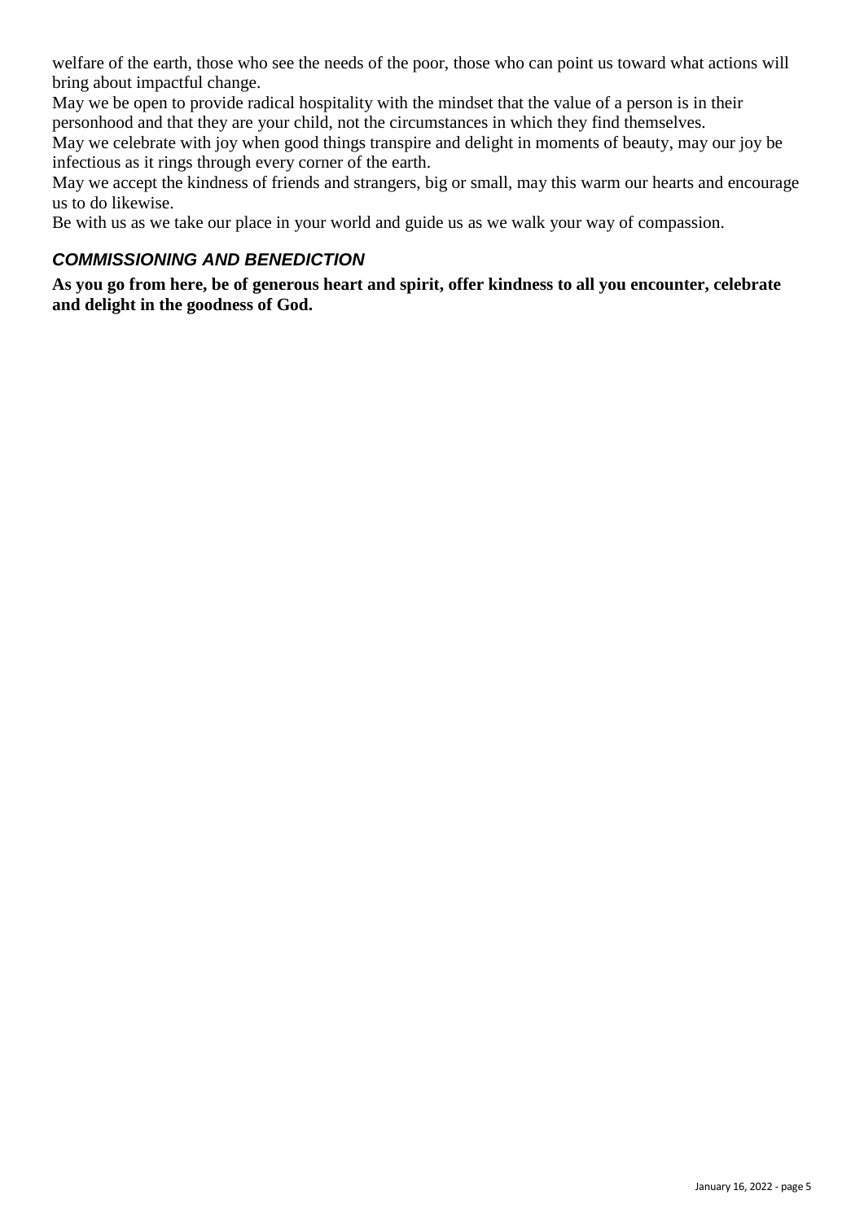welfare of the earth, those who see the needs of the poor, those who can point us toward what actions will bring about impactful change.

May we be open to provide radical hospitality with the mindset that the value of a person is in their personhood and that they are your child, not the circumstances in which they find themselves.

May we celebrate with joy when good things transpire and delight in moments of beauty, may our joy be infectious as it rings through every corner of the earth.

May we accept the kindness of friends and strangers, big or small, may this warm our hearts and encourage us to do likewise.

Be with us as we take our place in your world and guide us as we walk your way of compassion.

### *COMMISSIONING AND BENEDICTION*

**As you go from here, be of generous heart and spirit, offer kindness to all you encounter, celebrate and delight in the goodness of God.**